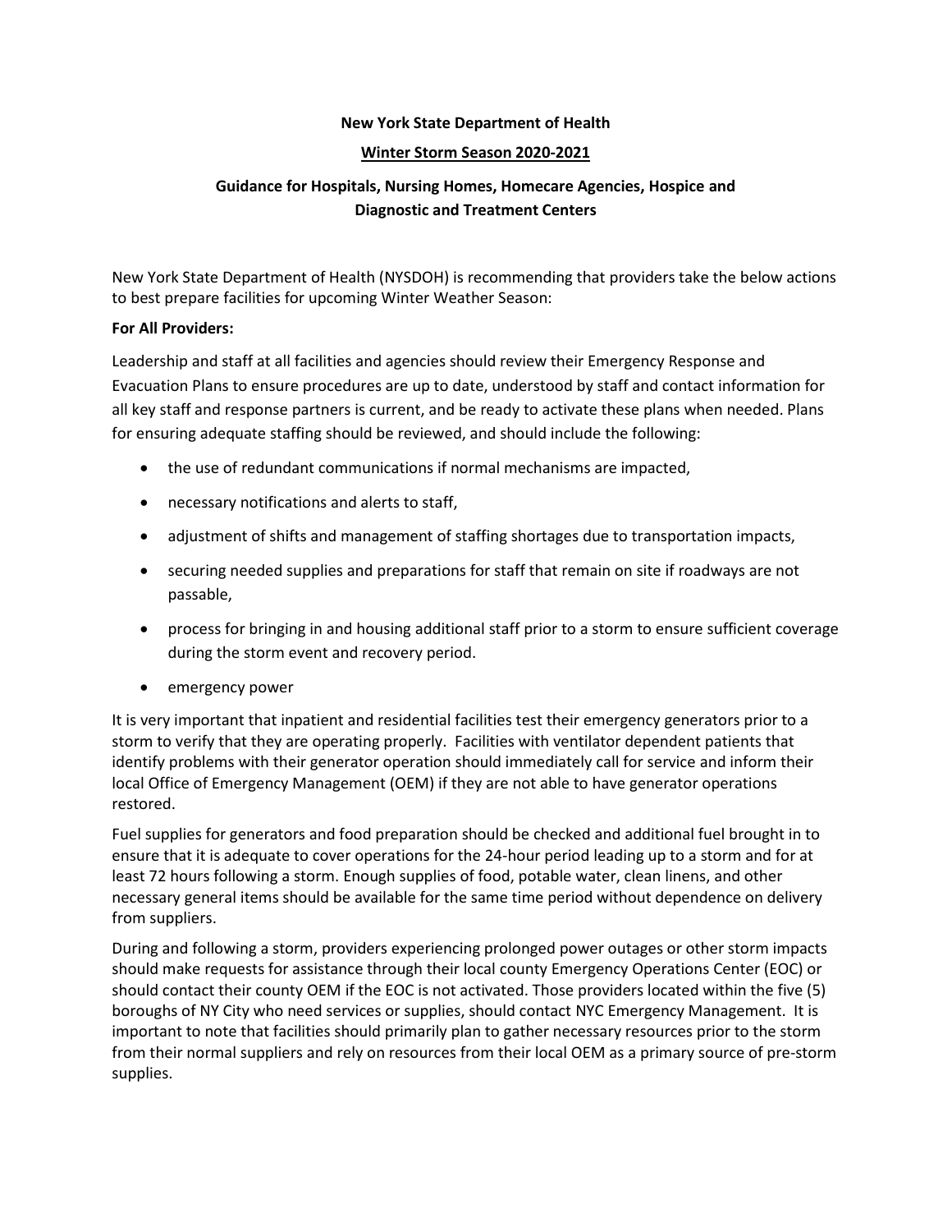**New York State Department of Health**

**Winter Storm Season 2020-2021**

**Guidance for Hospitals, Nursing Homes, Homecare Agencies, Hospice and Diagnostic and Treatment Centers**

New York State Department of Health (NYSDOH) is recommending that providers take the below actions to best prepare facilities for upcoming Winter Weather Season:

**For All Providers:**

Leadership and staff at all facilities and agencies should review their Emergency Response and Evacuation Plans to ensure procedures are up to date, understood by staff and contact information for all key staff and response partners is current, and be ready to activate these plans when needed. Plans for ensuring adequate staffing should be reviewed, and should include the following:

- the use of redundant communications if normal mechanisms are impacted,
- necessary notifications and alerts to staff,
- adjustment of shifts and management of staffing shortages due to transportation impacts,
- securing needed supplies and preparations for staff that remain on site if roadways are not passable,
- process for bringing in and housing additional staff prior to a storm to ensure sufficient coverage during the storm event and recovery period.
- emergency power

It is very important that inpatient and residential facilities test their emergency generators prior to a storm to verify that they are operating properly. Facilities with ventilator dependent patients that identify problems with their generator operation should immediately call for service and inform their local Office of Emergency Management (OEM) if they are not able to have generator operations restored.

Fuel supplies for generators and food preparation should be checked and additional fuel brought in to ensure that it is adequate to cover operations for the 24-hour period leading up to a storm and for at least 72 hours following a storm. Enough supplies of food, potable water, clean linens, and other necessary general items should be available for the same time period without dependence on delivery from suppliers.

During and following a storm, providers experiencing prolonged power outages or other storm impacts should make requests for assistance through their local county Emergency Operations Center (EOC) or should contact their county OEM if the EOC is not activated. Those providers located within the five (5) boroughs of NY City who need services or supplies, should contact NYC Emergency Management. It is important to note that facilities should primarily plan to gather necessary resources prior to the storm from their normal suppliers and rely on resources from their local OEM as a primary source of pre-storm supplies.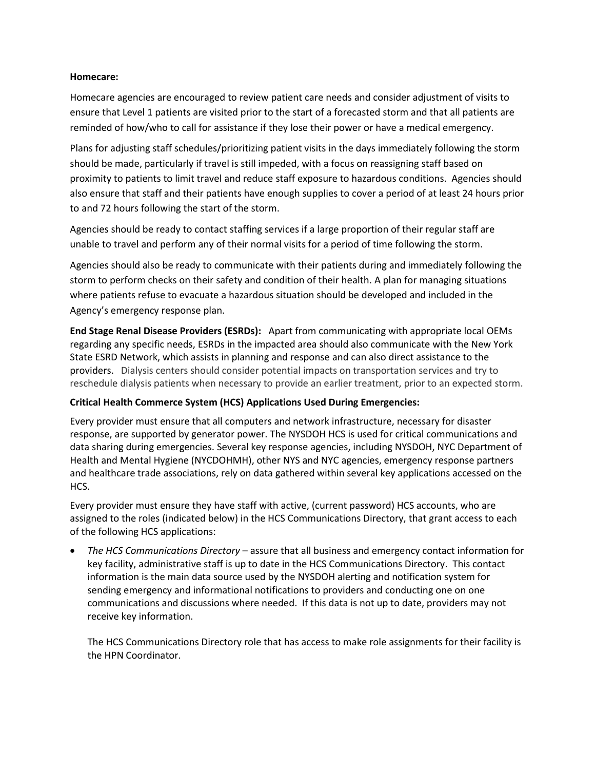**Homecare:**

Homecare agencies are encouraged to review patient care needs and consider adjustment of visits to ensure that Level 1 patients are visited prior to the start of a forecasted storm and that all patients are reminded of how/who to call for assistance if they lose their power or have a medical emergency.

Plans for adjusting staff schedules/prioritizing patient visits in the days immediately following the storm should be made, particularly if travel is still impeded, with a focus on reassigning staff based on proximity to patients to limit travel and reduce staff exposure to hazardous conditions. Agencies should also ensure that staff and their patients have enough supplies to cover a period of at least 24 hours prior to and 72 hours following the start of the storm.

Agencies should be ready to contact staffing services if a large proportion of their regular staff are unable to travel and perform any of their normal visits for a period of time following the storm.

Agencies should also be ready to communicate with their patients during and immediately following the storm to perform checks on their safety and condition of their health. A plan for managing situations where patients refuse to evacuate a hazardous situation should be developed and included in the Agency's emergency response plan.

**End Stage Renal Disease Providers (ESRDs):** Apart from communicating with appropriate local OEMs regarding any specific needs, ESRDs in the impacted area should also communicate with the New York State ESRD Network, which assists in planning and response and can also direct assistance to the providers. Dialysis centers should consider potential impacts on transportation services and try to reschedule dialysis patients when necessary to provide an earlier treatment, prior to an expected storm.

**Critical Health Commerce System (HCS) Applications Used During Emergencies:**

Every provider must ensure that all computers and network infrastructure, necessary for disaster response, are supported by generator power. The NYSDOH HCS is used for critical communications and data sharing during emergencies. Several key response agencies, including NYSDOH, NYC Department of Health and Mental Hygiene (NYCDOHMH), other NYS and NYC agencies, emergency response partners and healthcare trade associations, rely on data gathered within several key applications accessed on the HCS.

Every provider must ensure they have staff with active, (current password) HCS accounts, who are assigned to the roles (indicated below) in the HCS Communications Directory, that grant access to each of the following HCS applications:

- *The HCS Communications Directory* – assure that all business and emergency contact information for key facility, administrative staff is up to date in the HCS Communications Directory. This contact information is the main data source used by the NYSDOH alerting and notification system for sending emergency and informational notifications to providers and conducting one on one communications and discussions where needed. If this data is not up to date, providers may not receive key information.

  The HCS Communications Directory role that has access to make role assignments for their facility is the HPN Coordinator.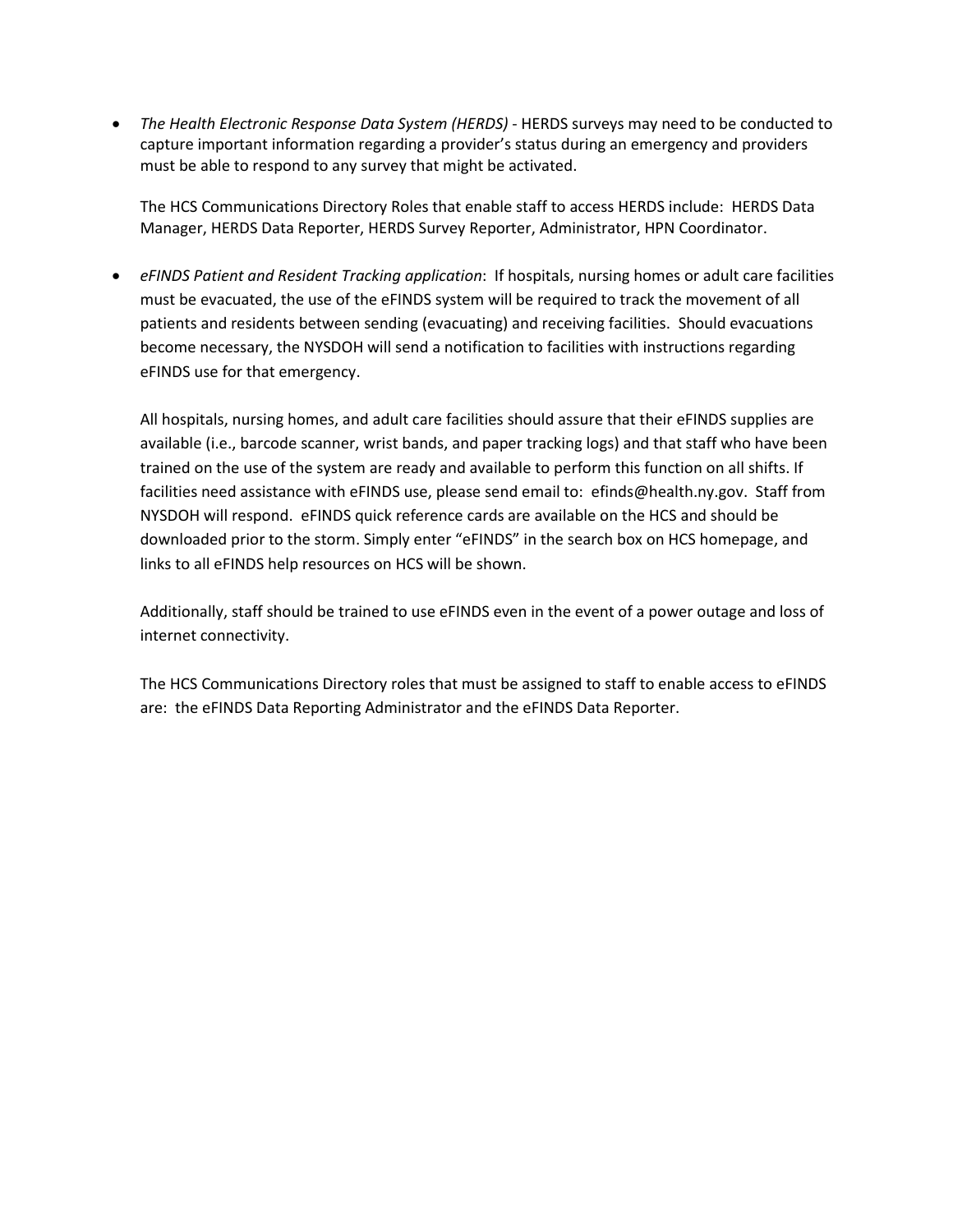- *The Health Electronic Response Data System (HERDS)* - HERDS surveys may need to be conducted to capture important information regarding a provider's status during an emergency and providers must be able to respond to any survey that might be activated.

  The HCS Communications Directory Roles that enable staff to access HERDS include: HERDS Data Manager, HERDS Data Reporter, HERDS Survey Reporter, Administrator, HPN Coordinator.

- *eFINDS Patient and Resident Tracking application*: If hospitals, nursing homes or adult care facilities must be evacuated, the use of the eFINDS system will be required to track the movement of all patients and residents between sending (evacuating) and receiving facilities. Should evacuations become necessary, the NYSDOH will send a notification to facilities with instructions regarding eFINDS use for that emergency.

  All hospitals, nursing homes, and adult care facilities should assure that their eFINDS supplies are available (i.e., barcode scanner, wrist bands, and paper tracking logs) and that staff who have been trained on the use of the system are ready and available to perform this function on all shifts. If facilities need assistance with eFINDS use, please send email to: efinds@health.ny.gov. Staff from NYSDOH will respond. eFINDS quick reference cards are available on the HCS and should be downloaded prior to the storm. Simply enter "eFINDS" in the search box on HCS homepage, and links to all eFINDS help resources on HCS will be shown.

  Additionally, staff should be trained to use eFINDS even in the event of a power outage and loss of internet connectivity.

  The HCS Communications Directory roles that must be assigned to staff to enable access to eFINDS are: the eFINDS Data Reporting Administrator and the eFINDS Data Reporter.